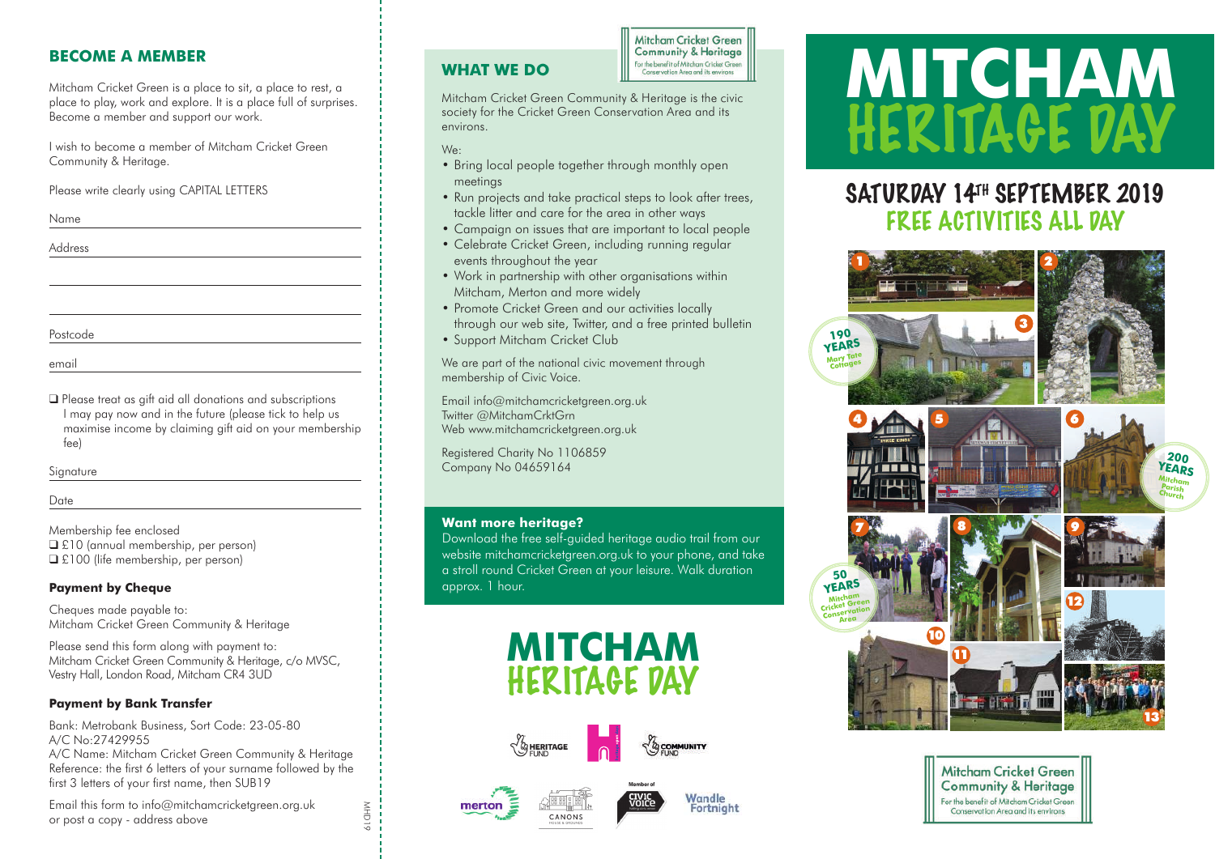## BECOME A MEMBER

Mitcham Cricket Green is a place to sit, a place to rest, a place to play, work and explore. It is a place full of surprises. Become a member and support our work.

I wish to become a member of Mitcham Cricket Green Community & Heritage.

Please write clearly using CAPITAL LETTERS

Name

Address

Postcode

email

❑ Please treat as gift aid all donations and subscriptions I may pay now and in the future (please tick to help us maximise income by claiming gift aid on your membership fee)

Signature

Date

Membership fee enclosed
❑ £10 (annual membership, per person)
❑ £100 (life membership, per person)

**Payment by Cheque**

Cheques made payable to:
Mitcham Cricket Green Community & Heritage

Please send this form along with payment to:
Mitcham Cricket Green Community & Heritage, c/o MVSC, Vestry Hall, London Road, Mitcham CR4 3UD

**Payment by Bank Transfer**

Bank: Metrobank Business, Sort Code: 23-05-80
A/C No:27429955
A/C Name: Mitcham Cricket Green Community & Heritage
Reference: the first 6 letters of your surname followed by the first 3 letters of your first name, then SUB19

Email this form to info@mitchamcricketgreen.org.uk or post a copy - address above

MHD19

## WHAT WE DO

Mitcham Cricket Green Community & Heritage
For the benefit of Mitcham Cricket Green Conservation Area and its environs

Mitcham Cricket Green Community & Heritage is the civic society for the Cricket Green Conservation Area and its environs.

We:

- Bring local people together through monthly open meetings
- Run projects and take practical steps to look after trees, tackle litter and care for the area in other ways
- Campaign on issues that are important to local people
- Celebrate Cricket Green, including running regular events throughout the year
- Work in partnership with other organisations within Mitcham, Merton and more widely
- Promote Cricket Green and our activities locally through our web site, Twitter, and a free printed bulletin
- Support Mitcham Cricket Club

We are part of the national civic movement through membership of Civic Voice.

Email info@mitchamcricketgreen.org.uk
Twitter @MitchamCrktGrn
Web www.mitchamcricketgreen.org.uk

Registered Charity No 1106859
Company No 04659164

**Want more heritage?**

Download the free self-guided heritage audio trail from our website mitchamcricketgreen.org.uk to your phone, and take a stroll round Cricket Green at your leisure. Walk duration approx. 1 hour.

MITCHAM HERITAGE DAY

Heritage Fund · Community Fund · merton · Canons · Member of Civic Voice · Wandle Fortnight

# MITCHAM HERITAGE DAY

## SATURDAY 14TH SEPTEMBER 2019
## FREE ACTIVITIES ALL DAY

190 YEARS Mary Tate Cottages

200 YEARS Mitcham Parish Church

50 YEARS Mitcham Cricket Green Conservation Area

Mitcham Cricket Green Community & Heritage
For the benefit of Mitcham Cricket Green Conservation Area and its environs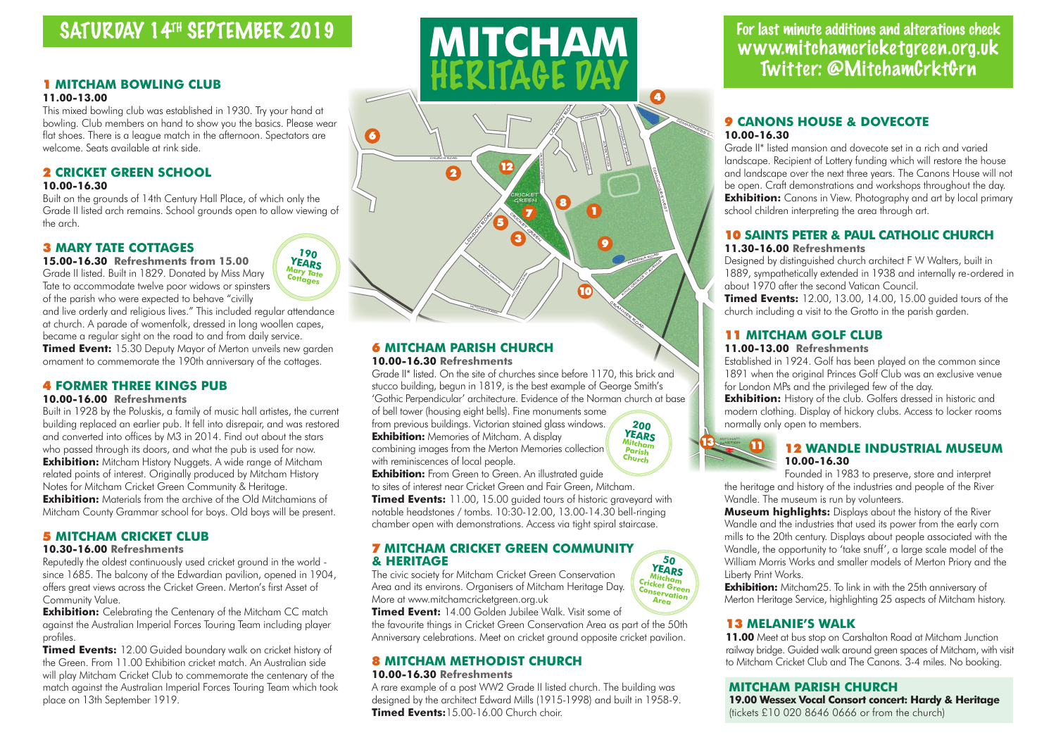# SATURDAY 14TH SEPTEMBER 2019

# MITCHAM HERITAGE DAY

For last minute additions and alterations check www.mitchamcricketgreen.org.uk Twitter: @MitchamCrktGrn

## 1 MITCHAM BOWLING CLUB

**11.00-13.00**

This mixed bowling club was established in 1930. Try your hand at bowling. Club members on hand to show you the basics. Please wear flat shoes. There is a league match in the afternoon. Spectators are welcome. Seats available at rink side.

## 2 CRICKET GREEN SCHOOL

**10.00-16.30**

Built on the grounds of 14th Century Hall Place, of which only the Grade II listed arch remains. School grounds open to allow viewing of the arch.

## 3 MARY TATE COTTAGES

**15.00-16.30 Refreshments from 15.00**

190 YEARS Mary Tate Cottages

Grade II listed. Built in 1829. Donated by Miss Mary Tate to accommodate twelve poor widows or spinsters of the parish who were expected to behave "civilly and live orderly and religious lives." This included regular attendance at church. A parade of womenfolk, dressed in long woollen capes, became a regular sight on the road to and from daily service.

**Timed Event:** 15.30 Deputy Mayor of Merton unveils new garden ornament to commemorate the 190th anniversary of the cottages.

## 4 FORMER THREE KINGS PUB

**10.00-16.00 Refreshments**

Built in 1928 by the Poluskis, a family of music hall artistes, the current building replaced an earlier pub. It fell into disrepair, and was restored and converted into offices by M3 in 2014. Find out about the stars who passed through its doors, and what the pub is used for now.

**Exhibition:** Mitcham History Nuggets. A wide range of Mitcham related points of interest. Originally produced by Mitcham History Notes for Mitcham Cricket Green Community & Heritage.

**Exhibition:** Materials from the archive of the Old Mitchamians of Mitcham County Grammar school for boys. Old boys will be present.

## 5 MITCHAM CRICKET CLUB

**10.30-16.00 Refreshments**

Reputedly the oldest continuously used cricket ground in the world - since 1685. The balcony of the Edwardian pavilion, opened in 1904, offers great views across the Cricket Green. Merton's first Asset of Community Value.

**Exhibition:** Celebrating the Centenary of the Mitcham CC match against the Australian Imperial Forces Touring Team including player profiles.

**Timed Events:** 12.00 Guided boundary walk on cricket history of the Green. From 11.00 Exhibition cricket match. An Australian side will play Mitcham Cricket Club to commemorate the centenary of the match against the Australian Imperial Forces Touring Team which took place on 13th September 1919.

## 6 MITCHAM PARISH CHURCH

**10.00-16.30 Refreshments**

200 YEARS Mitcham Parish Church

Grade II* listed. On the site of churches since before 1170, this brick and stucco building, begun in 1819, is the best example of George Smith's 'Gothic Perpendicular' architecture. Evidence of the Norman church at base of bell tower (housing eight bells). Fine monuments some from previous buildings. Victorian stained glass windows.

**Exhibition:** Memories of Mitcham. A display combining images from the Merton Memories collection with reminiscences of local people.

**Exhibition:** From Green to Green. An illustrated guide to sites of interest near Cricket Green and Fair Green, Mitcham.

**Timed Events:** 11.00, 15.00 guided tours of historic graveyard with notable headstones / tombs. 10:30-12.00, 13.00-14.30 bell-ringing chamber open with demonstrations. Access via tight spiral staircase.

## 7 MITCHAM CRICKET GREEN COMMUNITY & HERITAGE

50 YEARS Mitcham Cricket Green Conservation Area

The civic society for Mitcham Cricket Green Conservation Area and its environs. Organisers of Mitcham Heritage Day. More at www.mitchamcricketgreen.org.uk

**Timed Event:** 14.00 Golden Jubilee Walk. Visit some of the favourite things in Cricket Green Conservation Area as part of the 50th Anniversary celebrations. Meet on cricket ground opposite cricket pavilion.

## 8 MITCHAM METHODIST CHURCH

**10.00-16.30 Refreshments**

A rare example of a post WW2 Grade II listed church. The building was designed by the architect Edward Mills (1915-1998) and built in 1958-9.

**Timed Events:** 15.00-16.00 Church choir.

## 9 CANONS HOUSE & DOVECOTE

**10.00-16.30**

Grade II* listed mansion and dovecote set in a rich and varied landscape. Recipient of Lottery funding which will restore the house and landscape over the next three years. The Canons House will not be open. Craft demonstrations and workshops throughout the day.

**Exhibition:** Canons in View. Photography and art by local primary school children interpreting the area through art.

## 10 SAINTS PETER & PAUL CATHOLIC CHURCH

**11.30-16.00 Refreshments**

Designed by distinguished church architect F W Walters, built in 1889, sympathetically extended in 1938 and internally re-ordered in about 1970 after the second Vatican Council.

**Timed Events:** 12.00, 13.00, 14.00, 15.00 guided tours of the church including a visit to the Grotto in the parish garden.

## 11 MITCHAM GOLF CLUB

**11.00-13.00 Refreshments**

Established in 1924. Golf has been played on the common since 1891 when the original Princes Golf Club was an exclusive venue for London MPs and the privileged few of the day.

**Exhibition:** History of the club. Golfers dressed in historic and modern clothing. Display of hickory clubs. Access to locker rooms normally only open to members.

## 12 WANDLE INDUSTRIAL MUSEUM

**10.00-16.30**

Founded in 1983 to preserve, store and interpret the heritage and history of the industries and people of the River Wandle. The museum is run by volunteers.

**Museum highlights:** Displays about the history of the River Wandle and the industries that used its power from the early corn mills to the 20th century. Displays about people associated with the Wandle, the opportunity to 'take snuff', a large scale model of the William Morris Works and smaller models of Merton Priory and the Liberty Print Works.

**Exhibition:** Mitcham25. To link in with the 25th anniversary of Merton Heritage Service, highlighting 25 aspects of Mitcham history.

## 13 MELANIE'S WALK

**11.00** Meet at bus stop on Carshalton Road at Mitcham Junction railway bridge. Guided walk around green spaces of Mitcham, with visit to Mitcham Cricket Club and The Canons. 3-4 miles. No booking.

## MITCHAM PARISH CHURCH

**19.00 Wessex Vocal Consort concert: Hardy & Heritage**

(tickets £10 020 8646 0666 or from the church)